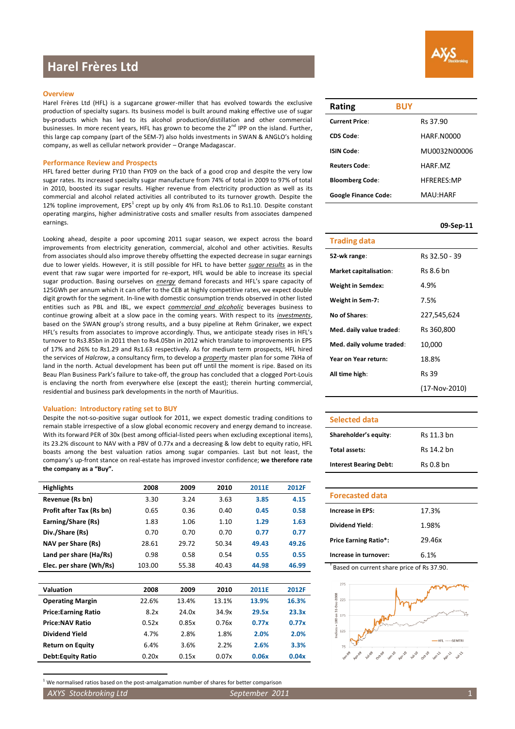# Harel Frères Ltd

## Overview

Harel Frères Ltd (HFL) is a sugarcane grower-miller that has evolved towards the exclusive production of specialty sugars. Its business model is built around making effective use of sugar by-products which has led to its alcohol production/distillation and other commercial businesses. In more recent years, HFL has grown to become the 2nd IPP on the island. Further, this large cap company (part of the SEM-7) also holds investments in SWAN & ANGLO's holding company, as well as cellular network provider – Orange Madagascar.

## Performance Review and Prospects

HFL fared better during FY10 than FY09 on the back of a good crop and despite the very low sugar rates. Its increased specialty sugar manufacture from 74% of total in 2009 to 97% of total in 2010, boosted its sugar results. Higher revenue from electricity production as well as its commercial and alcohol related activities all contributed to its turnover growth. Despite the 12% topline improvement, EPS[1] crept up by only 4% from Rs1.06 to Rs1.10. Despite constant operating margins, higher administrative costs and smaller results from associates dampened earnings.

Looking ahead, despite a poor upcoming 2011 sugar season, we expect across the board improvements from electricity generation, commercial, alcohol and other activities. Results from associates should also improve thereby offsetting the expected decrease in sugar earnings due to lower yields. However, it is still possible for HFL to have better *sugar results* as in the event that raw sugar were imported for re-export, HFL would be able to increase its special sugar production. Basing ourselves on *energy* demand forecasts and HFL's spare capacity of 125GWh per annum which it can offer to the CEB at highly competitive rates, we expect double digit growth for the segment. In-line with domestic consumption trends observed in other listed entities such as PBL and IBL, we expect *commercial and alcoholic* beverages business to continue growing albeit at a slow pace in the coming years. With respect to its *investments*, based on the SWAN group's strong results, and a busy pipeline at Rehm Grinaker, we expect HFL's results from associates to improve accordingly. Thus, we anticipate steady rises in HFL's turnover to Rs3.85bn in 2011 then to Rs4.05bn in 2012 which translate to improvements in EPS of 17% and 26% to Rs1.29 and Rs1.63 respectively. As for medium term prospects, HFL hired the services of *Halcrow*, a consultancy firm, to develop a *property* master plan for some 7kHa of land in the north. Actual development has been put off until the moment is ripe. Based on its Beau Plan Business Park's failure to take-off, the group has concluded that a clogged Port-Louis is enclaving the north from everywhere else (except the east); therein hurting commercial, residential and business park developments in the north of Mauritius.

## Valuation: Introductory rating set to BUY

Despite the not-so-positive sugar outlook for 2011, we expect domestic trading conditions to remain stable irrespective of a slow global economic recovery and energy demand to increase. With its forward PER of 30x (best among official-listed peers when excluding exceptional items), its 23.2% discount to NAV with a PBV of 0.77x and a decreasing & low debt to equity ratio, HFL boasts among the best valuation ratios among sugar companies. Last but not least, the company's up-front stance on real-estate has improved investor confidence; **we therefore rate the company as a "Buy".**

| Highlights | 2008 | 2009 | 2010 | 2011E | 2012F |
|---|---|---|---|---|---|
| Revenue (Rs bn) | 3.30 | 3.24 | 3.63 | 3.85 | 4.15 |
| Profit after Tax (Rs bn) | 0.65 | 0.36 | 0.40 | 0.45 | 0.58 |
| Earning/Share (Rs) | 1.83 | 1.06 | 1.10 | 1.29 | 1.63 |
| Div./Share (Rs) | 0.70 | 0.70 | 0.70 | 0.77 | 0.77 |
| NAV per Share (Rs) | 28.61 | 29.72 | 50.34 | 49.43 | 49.26 |
| Land per share (Ha/Rs) | 0.98 | 0.58 | 0.54 | 0.55 | 0.55 |
| Elec. per share (Wh/Rs) | 103.00 | 55.38 | 40.43 | 44.98 | 46.99 |

| Valuation | 2008 | 2009 | 2010 | 2011E | 2012F |
|---|---|---|---|---|---|
| Operating Margin | 22.6% | 13.4% | 13.1% | 13.9% | 16.3% |
| Price:Earning Ratio | 8.2x | 24.0x | 34.9x | 29.5x | 23.3x |
| Price:NAV Ratio | 0.52x | 0.85x | 0.76x | 0.77x | 0.77x |
| Dividend Yield | 4.7% | 2.8% | 1.8% | 2.0% | 2.0% |
| Return on Equity | 6.4% | 3.6% | 2.2% | 2.6% | 3.3% |
| Debt:Equity Ratio | 0.20x | 0.15x | 0.07x | 0.06x | 0.04x |

[1] We normalised ratios based on the post-amalgamation number of shares for better comparison

| Rating | BUY |
|---|---|
| Current Price: | Rs 37.90 |
| CDS Code: | HARF.N0000 |
| ISIN Code: | MU0032N00006 |
| Reuters Code: | HARF.MZ |
| Bloomberg Code: | HFRERES:MP |
| Google Finance Code: | MAU:HARF |

**09-Sep-11**

| Trading data | |
|---|---|
| 52-wk range: | Rs 32.50 - 39 |
| Market capitalisation: | Rs 8.6 bn |
| Weight in Semdex: | 4.9% |
| Weight in Sem-7: | 7.5% |
| No of Shares: | 227,545,624 |
| Med. daily value traded: | Rs 360,800 |
| Med. daily volume traded: | 10,000 |
| Year on Year return: | 18.8% |
| All time high: | Rs 39 (17-Nov-2010) |

| Selected data | |
|---|---|
| Shareholder's equity: | Rs 11.3 bn |
| Total assets: | Rs 14.2 bn |
| Interest Bearing Debt: | Rs 0.8 bn |

| Forecasted data | |
|---|---|
| Increase in EPS: | 17.3% |
| Dividend Yield: | 1.98% |
| Price Earning Ratio*: | 29.46x |
| Increase in turnover: | 6.1% |

* Based on current share price of Rs 37.90.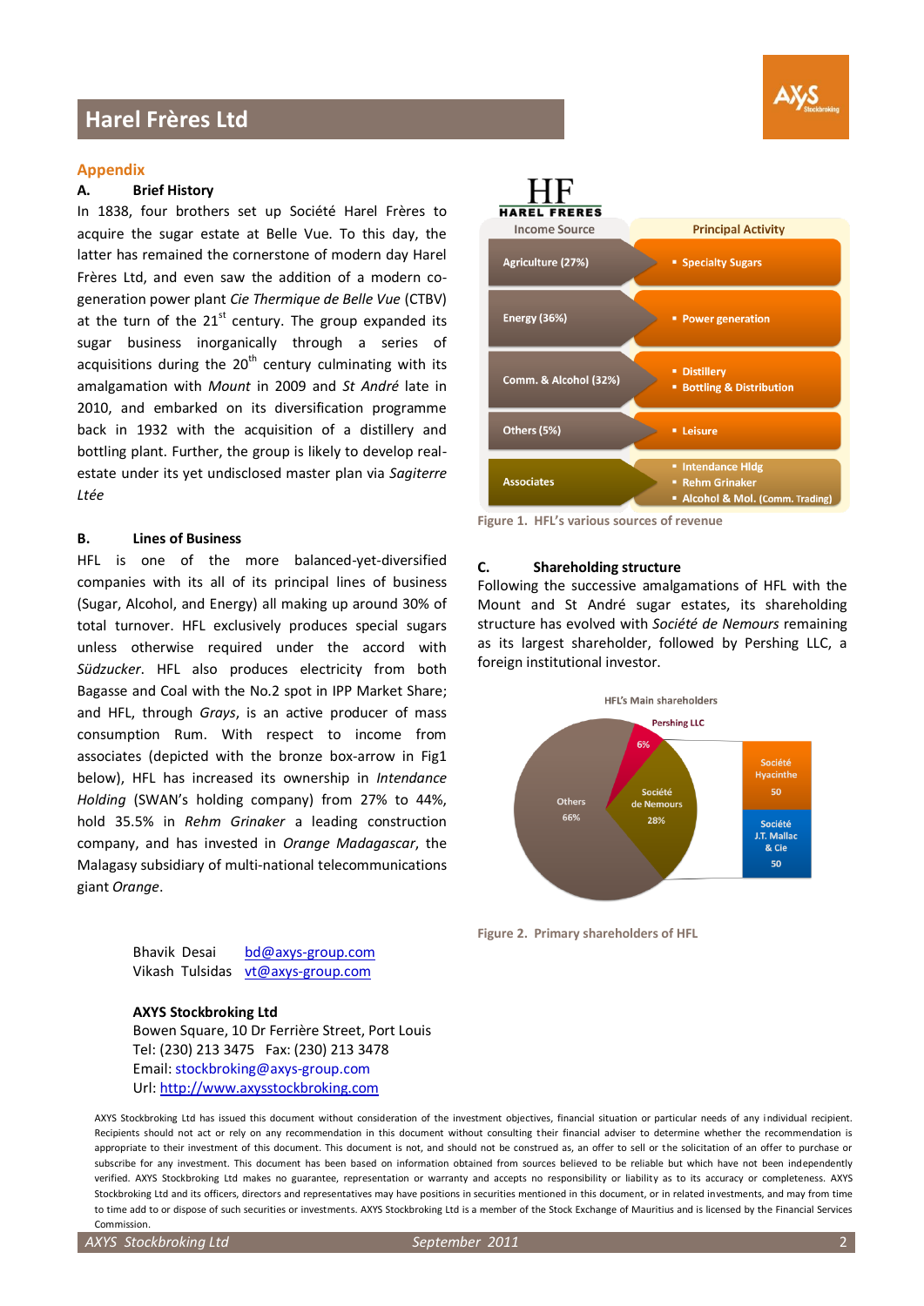# Harel Frères Ltd

## Appendix

### A. Brief History

In 1838, four brothers set up Société Harel Frères to acquire the sugar estate at Belle Vue. To this day, the latter has remained the cornerstone of modern day Harel Frères Ltd, and even saw the addition of a modern co-generation power plant *Cie Thermique de Belle Vue* (CTBV) at the turn of the 21st century. The group expanded its sugar business inorganically through a series of acquisitions during the 20th century culminating with its amalgamation with *Mount* in 2009 and *St André* late in 2010, and embarked on its diversification programme back in 1932 with the acquisition of a distillery and bottling plant. Further, the group is likely to develop real-estate under its yet undisclosed master plan via *Sagiterre Ltée*

### B. Lines of Business

HFL is one of the more balanced-yet-diversified companies with its all of its principal lines of business (Sugar, Alcohol, and Energy) all making up around 30% of total turnover. HFL exclusively produces special sugars unless otherwise required under the accord with *Südzucker*. HFL also produces electricity from both Bagasse and Coal with the No.2 spot in IPP Market Share; and HFL, through *Grays*, is an active producer of mass consumption Rum. With respect to income from associates (depicted with the bronze box-arrow in Fig1 below), HFL has increased its ownership in *Intendance Holding* (SWAN's holding company) from 27% to 44%, hold 35.5% in *Rehm Grinaker* a leading construction company, and has invested in *Orange Madagascar*, the Malagasy subsidiary of multi-national telecommunications giant *Orange*.

HF
HAREL FRERES

| Income Source | Principal Activity |
|---|---|
| Agriculture (27%) | Specialty Sugars |
| Energy (36%) | Power generation |
| Comm. & Alcohol (32%) | Distillery; Bottling & Distribution |
| Others (5%) | Leisure |
| Associates | Intendance Hldg; Rehm Grinaker; Alcohol & Mol. (Comm. Trading) |

Figure 1. HFL's various sources of revenue

### C. Shareholding structure

Following the successive amalgamations of HFL with the Mount and St André sugar estates, its shareholding structure has evolved with *Société de Nemours* remaining as its largest shareholder, followed by Pershing LLC, a foreign institutional investor.

HFL's Main shareholders
Pershing LLC 6%
Société de Nemours 28%
Others 66%
Société Hyacinthe 50
Société J.T. Mallac & Cie 50

Figure 2. Primary shareholders of HFL

Bhavik Desai bd@axys-group.com
Vikash Tulsidas vt@axys-group.com

**AXYS Stockbroking Ltd**
Bowen Square, 10 Dr Ferrière Street, Port Louis
Tel: (230) 213 3475 Fax: (230) 213 3478
Email: stockbroking@axys-group.com
Url: http://www.axysstockbroking.com

AXYS Stockbroking Ltd has issued this document without consideration of the investment objectives, financial situation or particular needs of any individual recipient. Recipients should not act or rely on any recommendation in this document without consulting their financial adviser to determine whether the recommendation is appropriate to their investment of this document. This document is not, and should not be construed as, an offer to sell or the solicitation of an offer to purchase or subscribe for any investment. This document has been based on information obtained from sources believed to be reliable but which have not been independently verified. AXYS Stockbroking Ltd makes no guarantee, representation or warranty and accepts no responsibility or liability as to its accuracy or completeness. AXYS Stockbroking Ltd and its officers, directors and representatives may have positions in securities mentioned in this document, or in related investments, and may from time to time add to or dispose of such securities or investments. AXYS Stockbroking Ltd is a member of the Stock Exchange of Mauritius and is licensed by the Financial Services Commission.